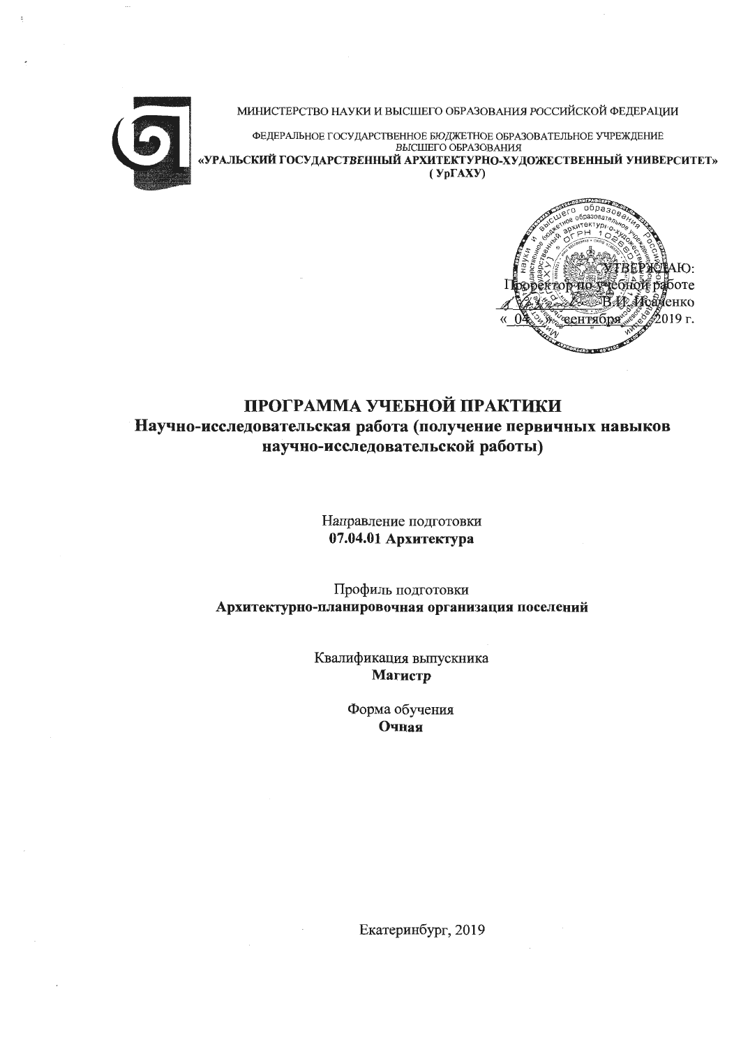МИНИСТЕРСТВО НАУКИ И ВЫСШЕГО ОБРАЗОВАНИЯ РОССИЙСКОЙ ФЕДЕРАЦИИ

ФЕДЕРАЛЬНОЕ ГОСУДАРСТВЕННОЕ БЮДЖЕТНОЕ ОБРАЗОВАТЕЛЬНОЕ УЧРЕЖДЕНИЕ ВЫСШЕГО ОБРАЗОВАНИЯ

**«УРАЛЬСКИЙ ГОСУДАРСТВЕННЫЙ АРХИТЕКТУРНО-ХУДОЖЕСТВЕННЫЙ УНИВЕРСИТЕТ» ( УрГАХУ)**

УТВЕРЖДАЮ:
Проректор по учебной работе
\_\_\_\_\_\_\_\_\_\_ В.И. Исаченко
« 04 » сентября 2019 г.

# ПРОГРАММА УЧЕБНОЙ ПРАКТИКИ

## Научно-исследовательская работа (получение первичных навыков научно-исследовательской работы)

Направление подготовки
**07.04.01 Архитектура**

Профиль подготовки
**Архитектурно-планировочная организация поселений**

Квалификация выпускника
**Магистр**

Форма обучения
**Очная**

Екатеринбург, 2019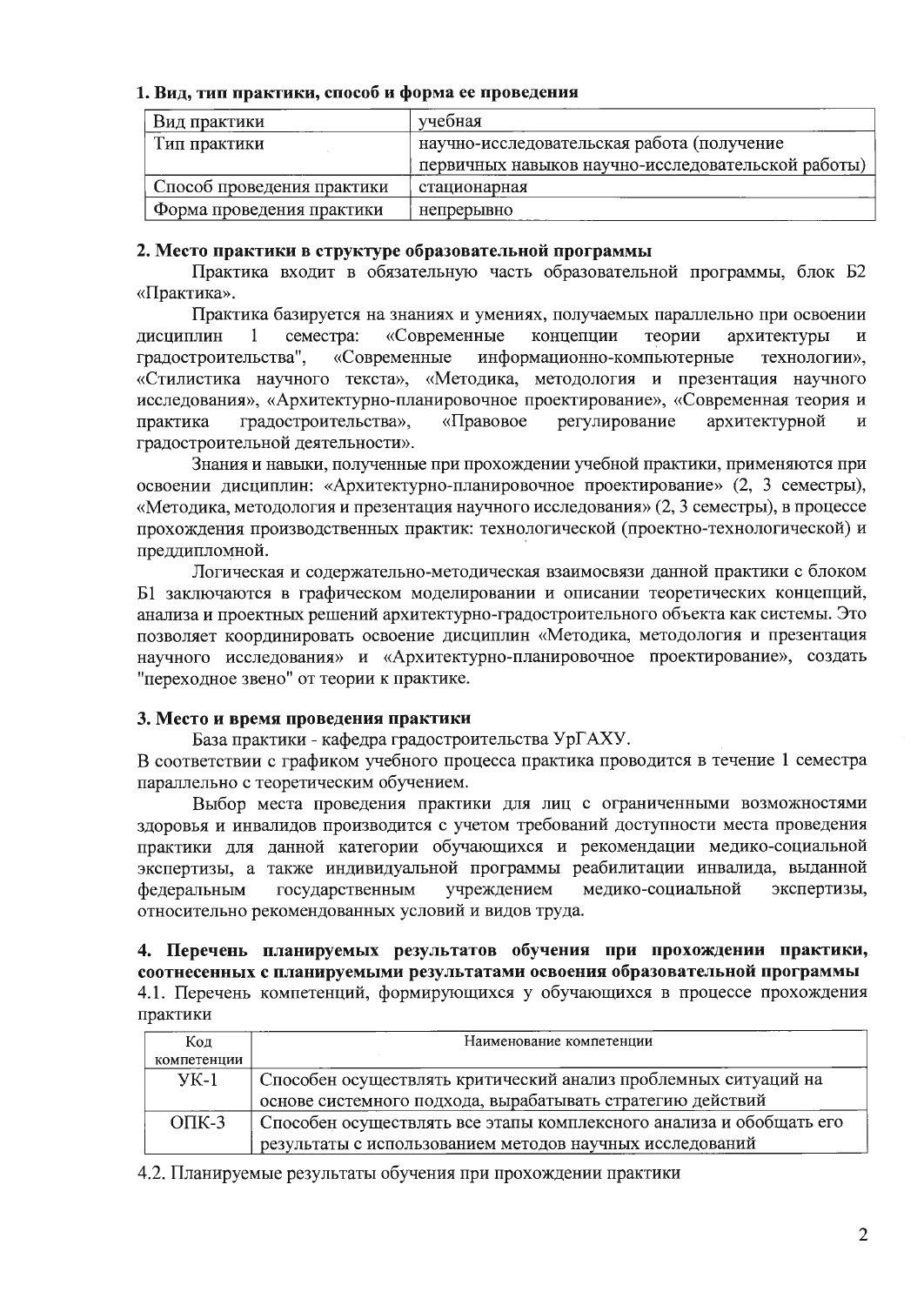**1. Вид, тип практики, способ и форма ее проведения**

| Вид практики | учебная |
|---|---|
| Тип практики | научно-исследовательская работа (получение первичных навыков научно-исследовательской работы) |
| Способ проведения практики | стационарная |
| Форма проведения практики | непрерывно |

**2. Место практики в структуре образовательной программы**

Практика входит в обязательную часть образовательной программы, блок Б2 «Практика».

Практика базируется на знаниях и умениях, получаемых параллельно при освоении дисциплин 1 семестра: «Современные концепции теории архитектуры и градостроительства", «Современные информационно-компьютерные технологии», «Стилистика научного текста», «Методика, методология и презентация научного исследования», «Архитектурно-планировочное проектирование», «Современная теория и практика градостроительства», «Правовое регулирование архитектурной и градостроительной деятельности».

Знания и навыки, полученные при прохождении учебной практики, применяются при освоении дисциплин: «Архитектурно-планировочное проектирование» (2, 3 семестры), «Методика, методология и презентация научного исследования» (2, 3 семестры), в процессе прохождения производственных практик: технологической (проектно-технологической) и преддипломной.

Логическая и содержательно-методическая взаимосвязи данной практики с блоком Б1 заключаются в графическом моделировании и описании теоретических концепций, анализа и проектных решений архитектурно-градостроительного объекта как системы. Это позволяет координировать освоение дисциплин «Методика, методология и презентация научного исследования» и «Архитектурно-планировочное проектирование», создать "переходное звено" от теории к практике.

**3. Место и время проведения практики**

База практики - кафедра градостроительства УрГАХУ.

В соответствии с графиком учебного процесса практика проводится в течение 1 семестра параллельно с теоретическим обучением.

Выбор места проведения практики для лиц с ограниченными возможностями здоровья и инвалидов производится с учетом требований доступности места проведения практики для данной категории обучающихся и рекомендации медико-социальной экспертизы, а также индивидуальной программы реабилитации инвалида, выданной федеральным государственным учреждением медико-социальной экспертизы, относительно рекомендованных условий и видов труда.

**4. Перечень планируемых результатов обучения при прохождении практики, соотнесенных с планируемыми результатами освоения образовательной программы**

4.1. Перечень компетенций, формирующихся у обучающихся в процессе прохождения практики

| Код компетенции | Наименование компетенции |
|---|---|
| УК-1 | Способен осуществлять критический анализ проблемных ситуаций на основе системного подхода, вырабатывать стратегию действий |
| ОПК-3 | Способен осуществлять все этапы комплексного анализа и обобщать его результаты с использованием методов научных исследований |

4.2. Планируемые результаты обучения при прохождении практики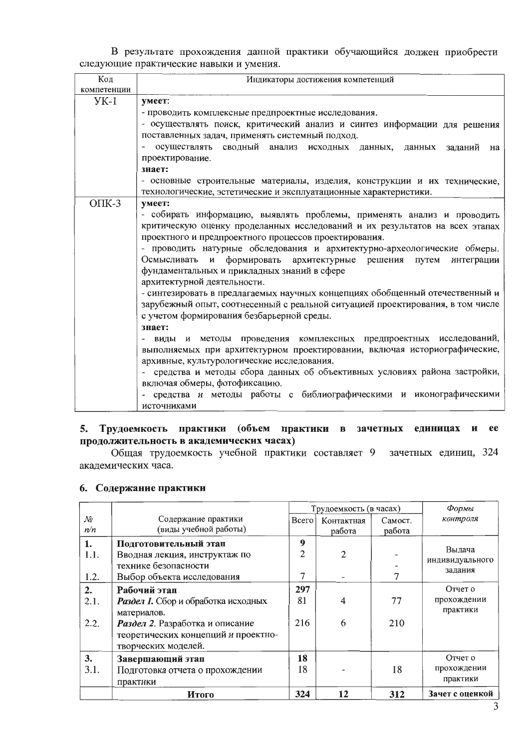В результате прохождения данной практики обучающийся должен приобрести следующие практические навыки и умения.

| Код компетенции | Индикаторы достижения компетенций |
|---|---|
| УК-1 | **умеет:**<br>- проводить комплексные предпроектные исследования.<br>- осуществлять поиск, критический анализ и синтез информации для решения поставленных задач, применять системный подход.<br>- осуществлять сводный анализ исходных данных, данных заданий на проектирование.<br>**знает:**<br>- основные строительные материалы, изделия, конструкции и их технические, технологические, эстетические и эксплуатационные характеристики. |
| ОПК-3 | **умеет:**<br>- собирать информацию, выявлять проблемы, применять анализ и проводить критическую оценку проделанных исследований и их результатов на всех этапах проектного и предпроектного процессов проектирования.<br>- проводить натурные обследования и архитектурно-археологические обмеры. Осмысливать и формировать архитектурные решения путем интеграции фундаментальных и прикладных знаний в сфере архитектурной деятельности.<br>- синтезировать в предлагаемых научных концепциях обобщенный отечественный и зарубежный опыт, соотнесенный с реальной ситуацией проектирования, в том числе с учетом формирования безбарьерной среды.<br>**знает:**<br>- виды и методы проведения комплексных предпроектных исследований, выполняемых при архитектурном проектировании, включая историографические, архивные, культурологические исследования.<br>- средства и методы сбора данных об объективных условиях района застройки, включая обмеры, фотофиксацию.<br>- средства и методы работы с библиографическими и иконографическими источниками |

## 5. Трудоемкость практики (объем практики в зачетных единицах и ее продолжительность в академических часах)

Общая трудоемкость учебной практики составляет 9 зачетных единиц, 324 академических часа.

## 6. Содержание практики

| № п/п | Содержание практики (виды учебной работы) | Трудоемкость (в часах) | | | *Формы контроля* |
|---|---|---|---|---|---|
| | | Всего | Контактная работа | Самост. работа | |
| **1.** | **Подготовительный этап** | **9** | | | Выдача индивидуального задания |
| 1.1. | Вводная лекция, инструктаж по технике безопасности | 2 | 2 | - | |
| 1.2. | Выбор объекта исследования | 7 | - | 7 | |
| **2.** | **Рабочий этап** | **297** | | | Отчет о прохождении практики |
| 2.1. | ***Раздел 1.*** Сбор и обработка исходных материалов. | 81 | 4 | 77 | |
| 2.2. | ***Раздел 2.*** Разработка и описание теоретических концепций и проектно-творческих моделей. | 216 | 6 | 210 | |
| **3.** | **Завершающий этап** | **18** | | | Отчет о прохождении практики |
| 3.1. | Подготовка отчета о прохождении практики | 18 | - | 18 | |
| | **Итого** | **324** | **12** | **312** | **Зачет с оценкой** |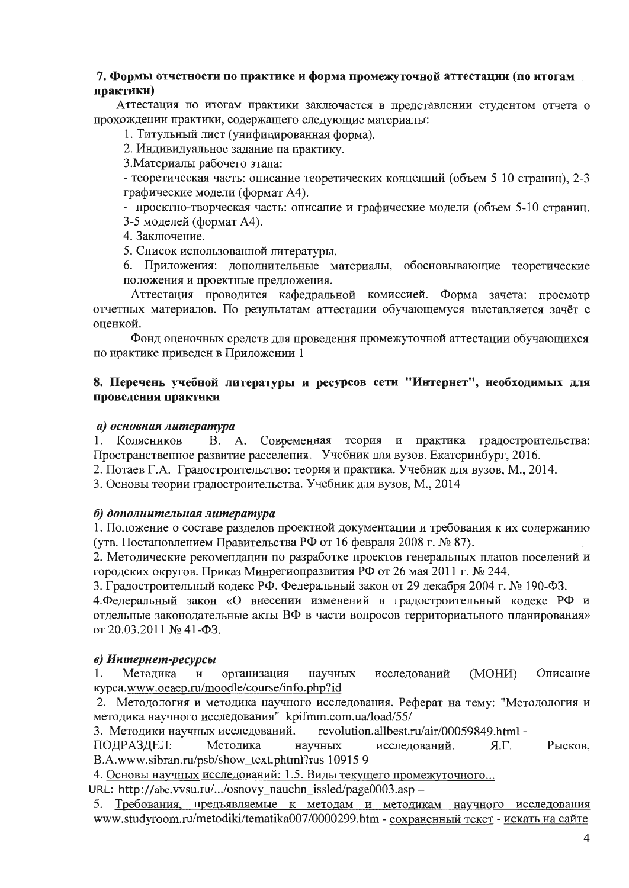## 7. Формы отчетности по практике и форма промежуточной аттестации (по итогам практики)

Аттестация по итогам практики заключается в представлении студентом отчета о прохождении практики, содержащего следующие материалы:

1. Титульный лист (унифицированная форма).
2. Индивидуальное задание на практику.
3. Материалы рабочего этапа:
   - теоретическая часть: описание теоретических концепций (объем 5-10 страниц), 2-3 графические модели (формат А4).
   - проектно-творческая часть: описание и графические модели (объем 5-10 страниц. 3-5 моделей (формат А4).
4. Заключение.
5. Список использованной литературы.
6. Приложения: дополнительные материалы, обосновывающие теоретические положения и проектные предложения.

Аттестация проводится кафедральной комиссией. Форма зачета: просмотр отчетных материалов. По результатам аттестации обучающемуся выставляется зачёт с оценкой.

Фонд оценочных средств для проведения промежуточной аттестации обучающихся по практике приведен в Приложении 1

## 8. Перечень учебной литературы и ресурсов сети "Интернет", необходимых для проведения практики

### *а) основная литература*

1. Колясников В. А. Современная теория и практика градостроительства: Пространственное развитие расселения. Учебник для вузов. Екатеринбург, 2016.
2. Потаев Г.А. Градостроительство: теория и практика. Учебник для вузов, М., 2014.
3. Основы теории градостроительства. Учебник для вузов, М., 2014

### *б) дополнительная литература*

1. Положение о составе разделов проектной документации и требования к их содержанию (утв. Постановлением Правительства РФ от 16 февраля 2008 г. № 87).
2. Методические рекомендации по разработке проектов генеральных планов поселений и городских округов. Приказ Минрегионразвития РФ от 26 мая 2011 г. № 244.
3. Градостроительный кодекс РФ. Федеральный закон от 29 декабря 2004 г. № 190-ФЗ.
4. Федеральный закон «О внесении изменений в градостроительный кодекс РФ и отдельные законодательные акты ВФ в части вопросов территориального планирования» от 20.03.2011 № 41-ФЗ.

### *в) Интернет-ресурсы*

1. Методика и организация научных исследований (МОНИ) Описание курса.www.oeaep.ru/moodle/course/info.php?id
2. Методология и методика научного исследования. Реферат на тему: "Методология и методика научного исследования" kpifmm.com.ua/load/55/
3. Методики научных исследований. revolution.allbest.ru/air/00059849.html - ПОДРАЗДЕЛ: Методика научных исследований. Я.Г. Рысков, В.А.www.sibran.ru/psb/show_text.phtml?rus 10915 9
4. Основы научных исследований: 1.5. Виды текущего промежуточного... URL: http://abc.vvsu.ru/.../osnovy_nauchn_issled/page0003.asp –
5. Требования, предъявляемые к методам и методикам научного исследования www.studyroom.ru/metodiki/tematika007/0000299.htm - сохраненный текст - искать на сайте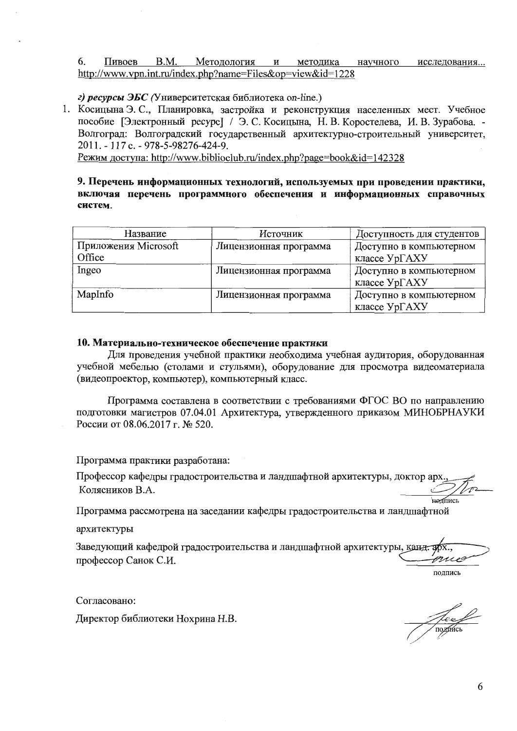6. Пивоев В.М. Методология и методика научного исследования... http://www.vpn.int.ru/index.php?name=Files&op=view&id=1228

***г) ресурсы ЭБС*** *(Университетская библиотека on-line.)*

1. Косицына Э. С., Планировка, застройка и реконструкция населенных мест. Учебное пособие [Электронный ресурс] / Э. С. Косицына, Н. В. Коростелева, И. В. Зурабова. - Волгоград: Волгоградский государственный архитектурно-строительный университет, 2011. - 117 с. - 978-5-98276-424-9.
   Режим доступа: http://www.biblioclub.ru/index.php?page=book&id=142328

**9. Перечень информационных технологий, используемых при проведении практики, включая перечень программного обеспечения и информационных справочных систем.**

| Название | Источник | Доступность для студентов |
|---|---|---|
| Приложения Microsoft Office | Лицензионная программа | Доступно в компьютерном классе УрГАХУ |
| Ingeo | Лицензионная программа | Доступно в компьютерном классе УрГАХУ |
| MapInfo | Лицензионная программа | Доступно в компьютерном классе УрГАХУ |

**10. Материально-техническое обеспечение практики**

Для проведения учебной практики необходима учебная аудитория, оборудованная учебной мебелью (столами и стульями), оборудование для просмотра видеоматериала (видеопроектор, компьютер), компьютерный класс.

Программа составлена в соответствии с требованиями ФГОС ВО по направлению подготовки магистров 07.04.01 Архитектура, утвержденного приказом МИНОБРНАУКИ России от 08.06.2017 г. № 520.

Программа практики разработана:

Профессор кафедры градостроительства и ландшафтной архитектуры, доктор арх., Колясников В.А.

подпись

Программа рассмотрена на заседании кафедры градостроительства и ландшафтной архитектуры

Заведующий кафедрой градостроительства и ландшафтной архитектуры, канд. арх., профессор Санок С.И.

подпись

Согласовано:

Директор библиотеки Нохрина Н.В.

подпись